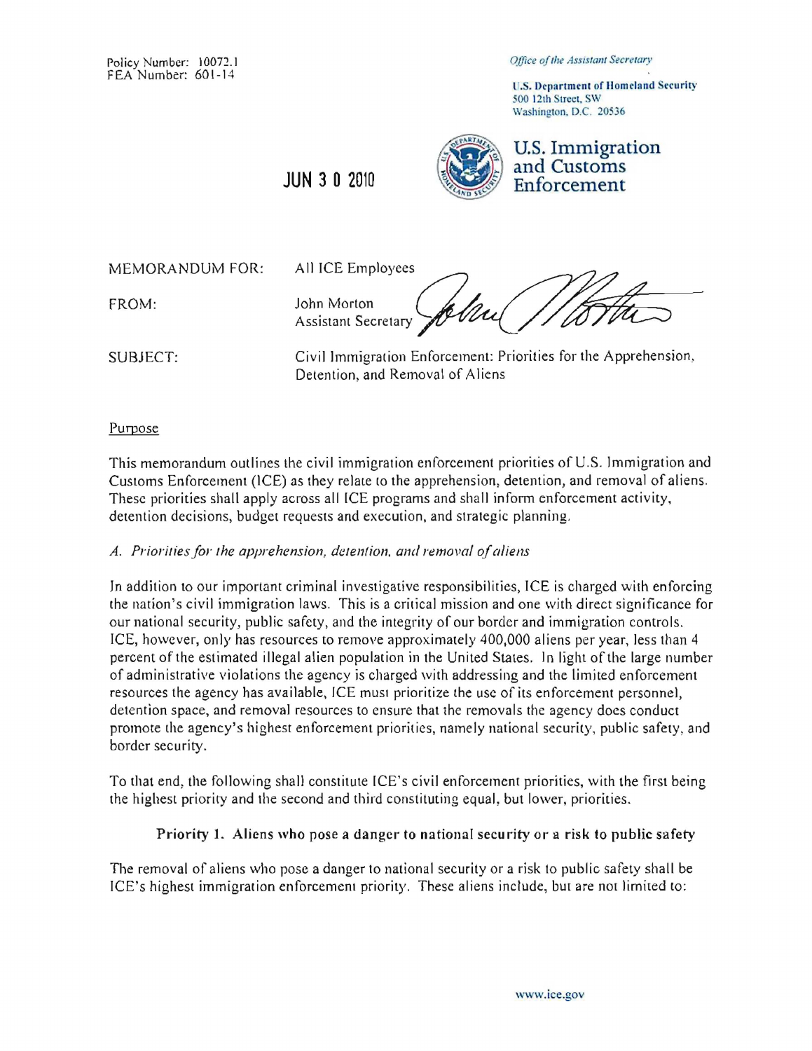Policy Number: 10072.1
FEA Number: 601-14

*Office of the Assistant Secretary*

**U.S. Department of Homeland Security**
500 12th Street, SW
Washington, D.C. 20536

**U.S. Immigration and Customs Enforcement**

JUN 3 0 2010

MEMORANDUM FOR: All ICE Employees

FROM: John Morton
Assistant Secretary

SUBJECT: Civil Immigration Enforcement: Priorities for the Apprehension, Detention, and Removal of Aliens

Purpose

This memorandum outlines the civil immigration enforcement priorities of U.S. Immigration and Customs Enforcement (ICE) as they relate to the apprehension, detention, and removal of aliens. These priorities shall apply across all ICE programs and shall inform enforcement activity, detention decisions, budget requests and execution, and strategic planning.

*A. Priorities for the apprehension, detention, and removal of aliens*

In addition to our important criminal investigative responsibilities, ICE is charged with enforcing the nation's civil immigration laws. This is a critical mission and one with direct significance for our national security, public safety, and the integrity of our border and immigration controls. ICE, however, only has resources to remove approximately 400,000 aliens per year, less than 4 percent of the estimated illegal alien population in the United States. In light of the large number of administrative violations the agency is charged with addressing and the limited enforcement resources the agency has available, ICE must prioritize the use of its enforcement personnel, detention space, and removal resources to ensure that the removals the agency does conduct promote the agency's highest enforcement priorities, namely national security, public safety, and border security.

To that end, the following shall constitute ICE's civil enforcement priorities, with the first being the highest priority and the second and third constituting equal, but lower, priorities.

**Priority 1. Aliens who pose a danger to national security or a risk to public safety**

The removal of aliens who pose a danger to national security or a risk to public safety shall be ICE's highest immigration enforcement priority. These aliens include, but are not limited to: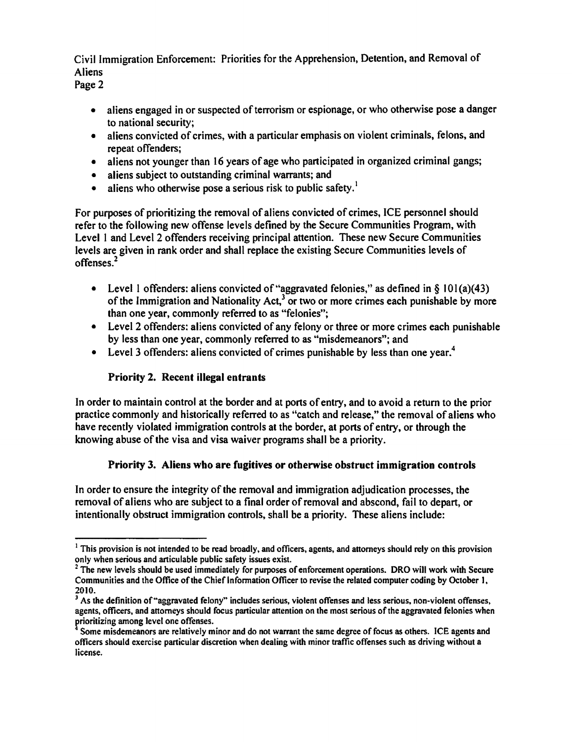- aliens engaged in or suspected of terrorism or espionage, or who otherwise pose a danger to national security;
- aliens convicted of crimes, with a particular emphasis on violent criminals, felons, and repeat offenders;
- aliens not younger than 16 years of age who participated in organized criminal gangs;
- aliens subject to outstanding criminal warrants; and
- aliens who otherwise pose a serious risk to public safety.[1]

For purposes of prioritizing the removal of aliens convicted of crimes, ICE personnel should refer to the following new offense levels defined by the Secure Communities Program, with Level 1 and Level 2 offenders receiving principal attention. These new Secure Communities levels are given in rank order and shall replace the existing Secure Communities levels of offenses.[2]

- Level 1 offenders: aliens convicted of "aggravated felonies," as defined in § 101(a)(43) of the Immigration and Nationality Act,[3] or two or more crimes each punishable by more than one year, commonly referred to as "felonies";
- Level 2 offenders: aliens convicted of any felony or three or more crimes each punishable by less than one year, commonly referred to as "misdemeanors"; and
- Level 3 offenders: aliens convicted of crimes punishable by less than one year.[4]

### Priority 2. Recent illegal entrants

In order to maintain control at the border and at ports of entry, and to avoid a return to the prior practice commonly and historically referred to as "catch and release," the removal of aliens who have recently violated immigration controls at the border, at ports of entry, or through the knowing abuse of the visa and visa waiver programs shall be a priority.

### Priority 3. Aliens who are fugitives or otherwise obstruct immigration controls

In order to ensure the integrity of the removal and immigration adjudication processes, the removal of aliens who are subject to a final order of removal and abscond, fail to depart, or intentionally obstruct immigration controls, shall be a priority. These aliens include:

---

[1] This provision is not intended to be read broadly, and officers, agents, and attorneys should rely on this provision only when serious and articulable public safety issues exist.

[2] The new levels should be used immediately for purposes of enforcement operations. DRO will work with Secure Communities and the Office of the Chief Information Officer to revise the related computer coding by October 1, 2010.

[3] As the definition of "aggravated felony" includes serious, violent offenses and less serious, non-violent offenses, agents, officers, and attorneys should focus particular attention on the most serious of the aggravated felonies when prioritizing among level one offenses.

[4] Some misdemeanors are relatively minor and do not warrant the same degree of focus as others. ICE agents and officers should exercise particular discretion when dealing with minor traffic offenses such as driving without a license.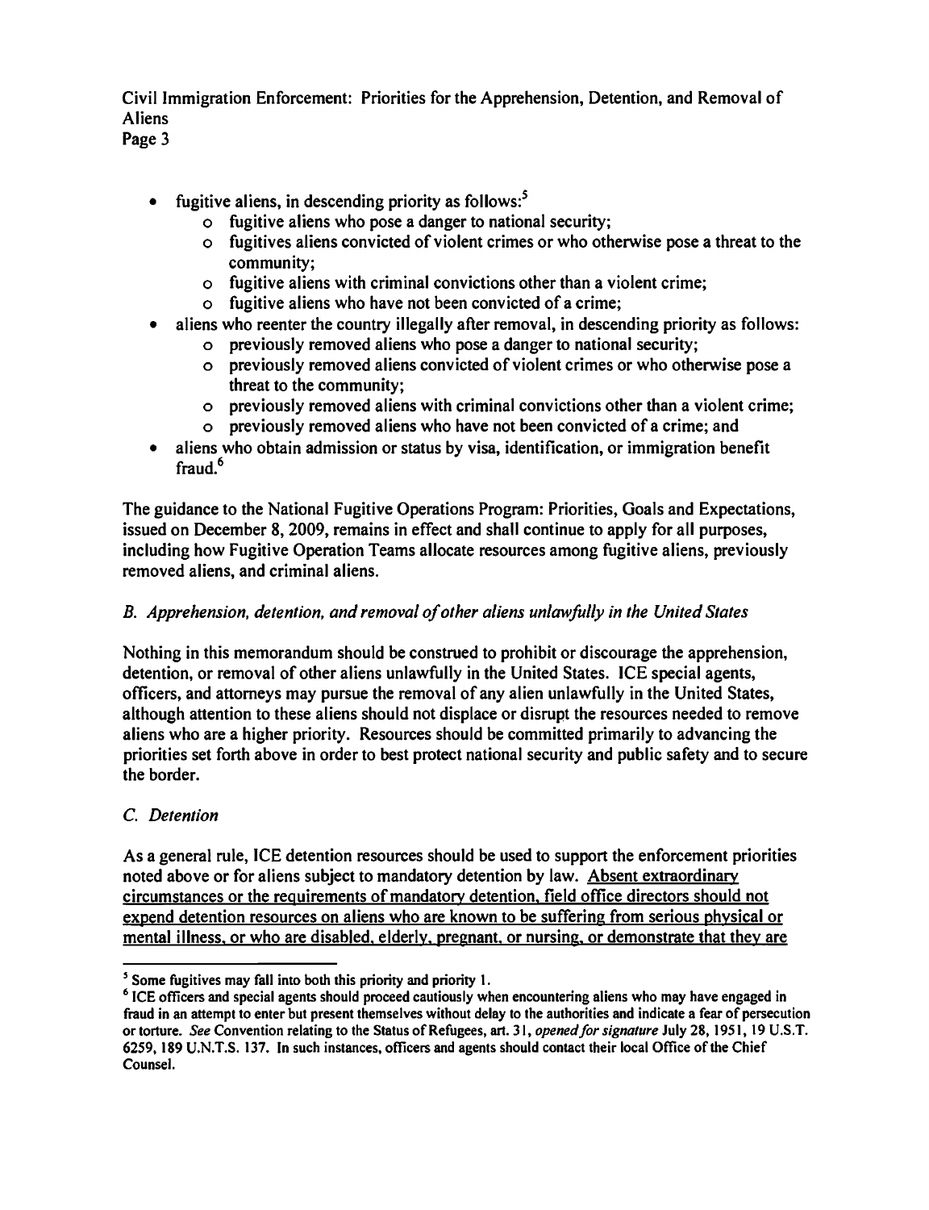- fugitive aliens, in descending priority as follows:[5]
  - fugitive aliens who pose a danger to national security;
  - fugitives aliens convicted of violent crimes or who otherwise pose a threat to the community;
  - fugitive aliens with criminal convictions other than a violent crime;
  - fugitive aliens who have not been convicted of a crime;
- aliens who reenter the country illegally after removal, in descending priority as follows:
  - previously removed aliens who pose a danger to national security;
  - previously removed aliens convicted of violent crimes or who otherwise pose a threat to the community;
  - previously removed aliens with criminal convictions other than a violent crime;
  - previously removed aliens who have not been convicted of a crime; and
- aliens who obtain admission or status by visa, identification, or immigration benefit fraud.[6]

The guidance to the National Fugitive Operations Program: Priorities, Goals and Expectations, issued on December 8, 2009, remains in effect and shall continue to apply for all purposes, including how Fugitive Operation Teams allocate resources among fugitive aliens, previously removed aliens, and criminal aliens.

*B. Apprehension, detention, and removal of other aliens unlawfully in the United States*

Nothing in this memorandum should be construed to prohibit or discourage the apprehension, detention, or removal of other aliens unlawfully in the United States. ICE special agents, officers, and attorneys may pursue the removal of any alien unlawfully in the United States, although attention to these aliens should not displace or disrupt the resources needed to remove aliens who are a higher priority. Resources should be committed primarily to advancing the priorities set forth above in order to best protect national security and public safety and to secure the border.

*C. Detention*

As a general rule, ICE detention resources should be used to support the enforcement priorities noted above or for aliens subject to mandatory detention by law. Absent extraordinary circumstances or the requirements of mandatory detention, field office directors should not expend detention resources on aliens who are known to be suffering from serious physical or mental illness, or who are disabled, elderly, pregnant, or nursing, or demonstrate that they are

[5] Some fugitives may fall into both this priority and priority 1.

[6] ICE officers and special agents should proceed cautiously when encountering aliens who may have engaged in fraud in an attempt to enter but present themselves without delay to the authorities and indicate a fear of persecution or torture. *See* Convention relating to the Status of Refugees, art. 31, *opened for signature* July 28, 1951, 19 U.S.T. 6259, 189 U.N.T.S. 137. In such instances, officers and agents should contact their local Office of the Chief Counsel.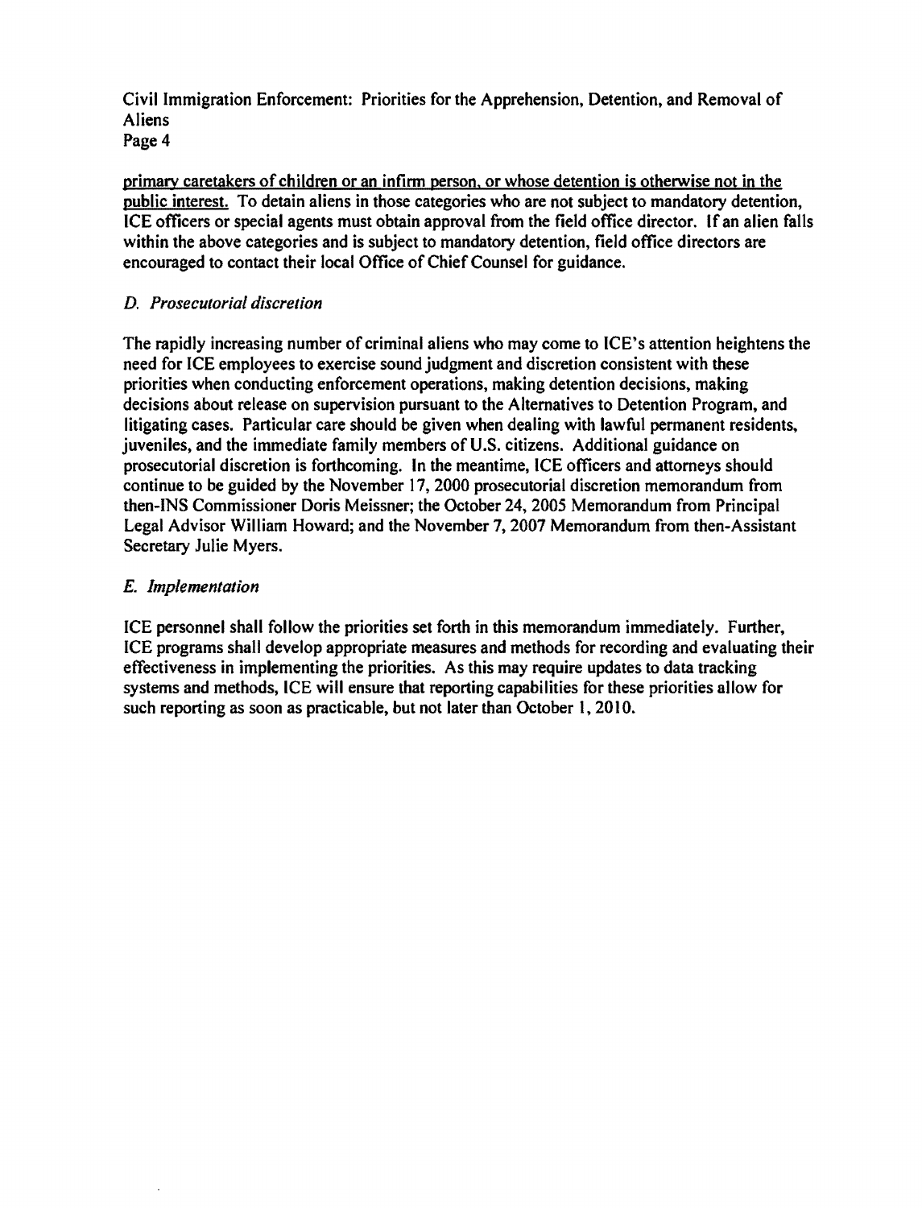primary caretakers of children or an infirm person, or whose detention is otherwise not in the public interest. To detain aliens in those categories who are not subject to mandatory detention, ICE officers or special agents must obtain approval from the field office director. If an alien falls within the above categories and is subject to mandatory detention, field office directors are encouraged to contact their local Office of Chief Counsel for guidance.

### *D. Prosecutorial discretion*

The rapidly increasing number of criminal aliens who may come to ICE's attention heightens the need for ICE employees to exercise sound judgment and discretion consistent with these priorities when conducting enforcement operations, making detention decisions, making decisions about release on supervision pursuant to the Alternatives to Detention Program, and litigating cases. Particular care should be given when dealing with lawful permanent residents, juveniles, and the immediate family members of U.S. citizens. Additional guidance on prosecutorial discretion is forthcoming. In the meantime, ICE officers and attorneys should continue to be guided by the November 17, 2000 prosecutorial discretion memorandum from then-INS Commissioner Doris Meissner; the October 24, 2005 Memorandum from Principal Legal Advisor William Howard; and the November 7, 2007 Memorandum from then-Assistant Secretary Julie Myers.

### *E. Implementation*

ICE personnel shall follow the priorities set forth in this memorandum immediately. Further, ICE programs shall develop appropriate measures and methods for recording and evaluating their effectiveness in implementing the priorities. As this may require updates to data tracking systems and methods, ICE will ensure that reporting capabilities for these priorities allow for such reporting as soon as practicable, but not later than October 1, 2010.